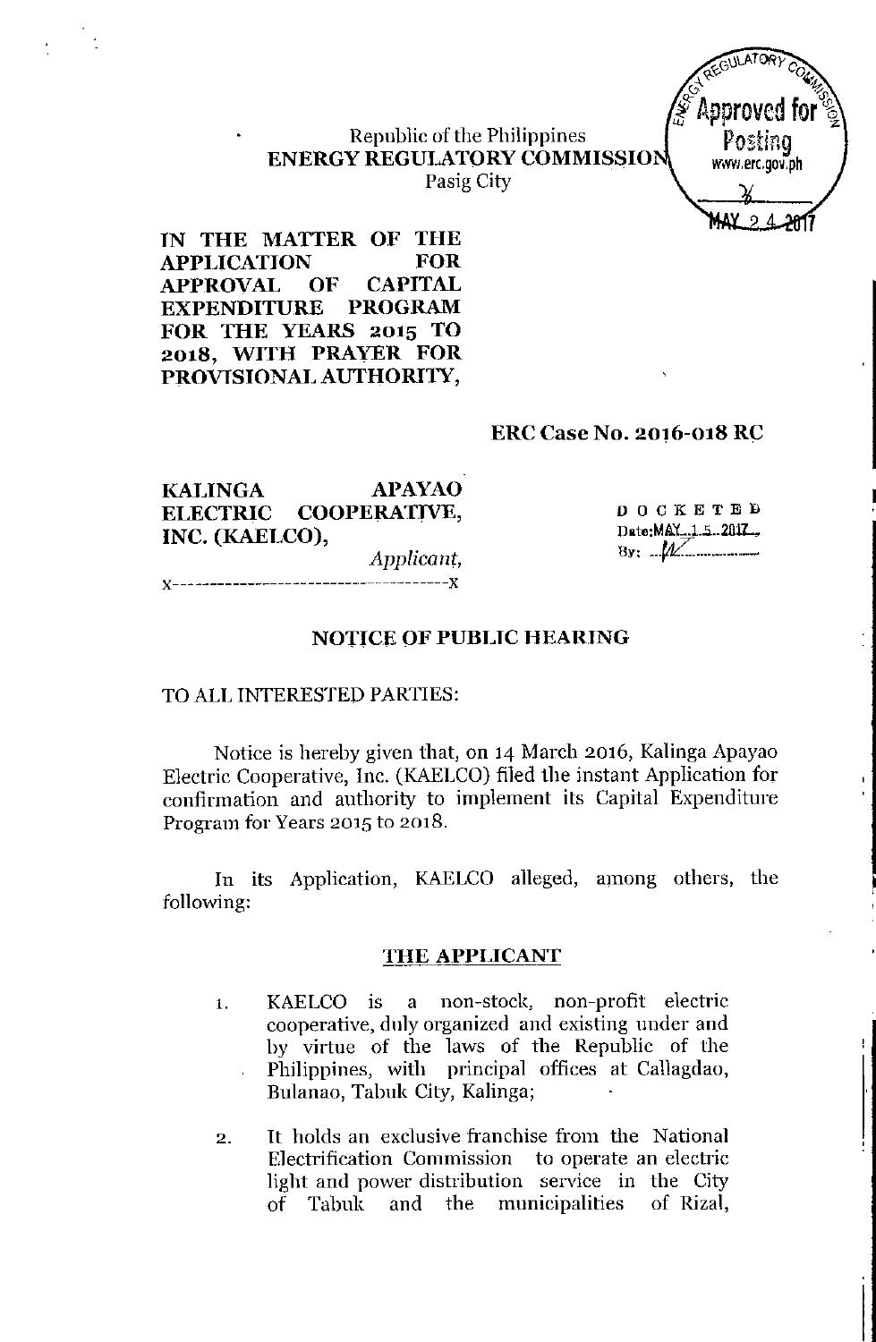Republic of the Philippines
**ENERGY REGULATORY COMMISSION**
Pasig City

Approved for Posting
www.erc.gov.ph
MAY 24 2017

**IN THE MATTER OF THE APPLICATION FOR APPROVAL OF CAPITAL EXPENDITURE PROGRAM FOR THE YEARS 2015 TO 2018, WITH PRAYER FOR PROVISIONAL AUTHORITY,**

**ERC Case No. 2016-018 RC**

**KALINGA APAYAO ELECTRIC COOPERATIVE, INC. (KAELCO),**
*Applicant,*
x-------------------------------------x

DOCKETED
Date: MAY 15 2017
By: ___

## NOTICE OF PUBLIC HEARING

TO ALL INTERESTED PARTIES:

Notice is hereby given that, on 14 March 2016, Kalinga Apayao Electric Cooperative, Inc. (KAELCO) filed the instant Application for confirmation and authority to implement its Capital Expenditure Program for Years 2015 to 2018.

In its Application, KAELCO alleged, among others, the following:

### THE APPLICANT

1. KAELCO is a non-stock, non-profit electric cooperative, duly organized and existing under and by virtue of the laws of the Republic of the Philippines, with principal offices at Callagdao, Bulanao, Tabuk City, Kalinga;

2. It holds an exclusive franchise from the National Electrification Commission to operate an electric light and power distribution service in the City of Tabuk and the municipalities of Rizal,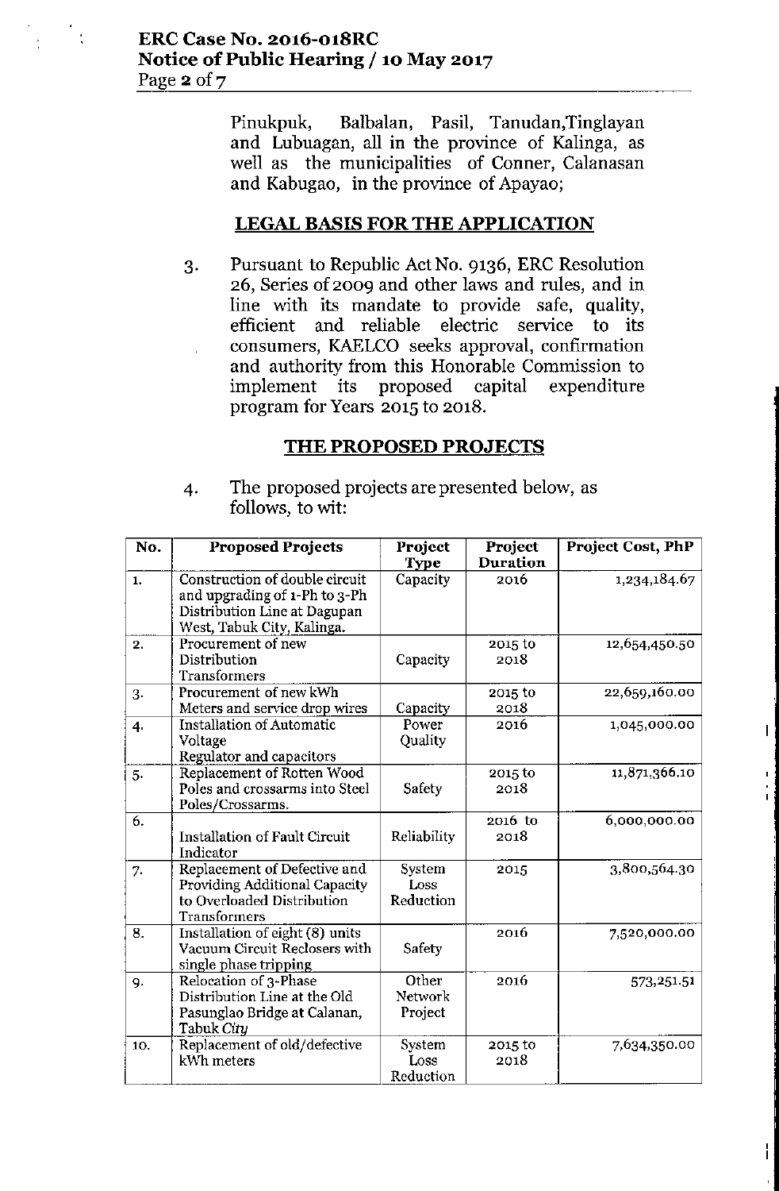Pinukpuk, Balbalan, Pasil, Tanudan,Tinglayan and Lubuagan, all in the province of Kalinga, as well as the municipalities of Conner, Calanasan and Kabugao, in the province of Apayao;

## LEGAL BASIS FOR THE APPLICATION

3. Pursuant to Republic Act No. 9136, ERC Resolution 26, Series of 2009 and other laws and rules, and in line with its mandate to provide safe, quality, efficient and reliable electric service to its consumers, KAELCO seeks approval, confirmation and authority from this Honorable Commission to implement its proposed capital expenditure program for Years 2015 to 2018.

## THE PROPOSED PROJECTS

4. The proposed projects are presented below, as follows, to wit:

| No. | Proposed Projects | Project Type | Project Duration | Project Cost, PhP |
|---|---|---|---|---|
| 1. | Construction of double circuit and upgrading of 1-Ph to 3-Ph Distribution Line at Dagupan West, Tabuk City, Kalinga. | Capacity | 2016 | 1,234,184.67 |
| 2. | Procurement of new Distribution Transformers | Capacity | 2015 to 2018 | 12,654,450.50 |
| 3. | Procurement of new kWh Meters and service drop wires | Capacity | 2015 to 2018 | 22,659,160.00 |
| 4. | Installation of Automatic Voltage Regulator and capacitors | Power Quality | 2016 | 1,045,000.00 |
| 5. | Replacement of Rotten Wood Poles and crossarms into Steel Poles/Crossarms. | Safety | 2015 to 2018 | 11,871,366.10 |
| 6. | Installation of Fault Circuit Indicator | Reliability | 2016 to 2018 | 6,000,000.00 |
| 7. | Replacement of Defective and Providing Additional Capacity to Overloaded Distribution Transformers | System Loss Reduction | 2015 | 3,800,564.30 |
| 8. | Installation of eight (8) units Vacuum Circuit Reclosers with single phase tripping | Safety | 2016 | 7,520,000.00 |
| 9. | Relocation of 3-Phase Distribution Line at the Old Pasunglao Bridge at Calanan, Tabuk *City* | Other Network Project | 2016 | 573,251.51 |
| 10. | Replacement of old/defective kWh meters | System Loss Reduction | 2015 to 2018 | 7,634,350.00 |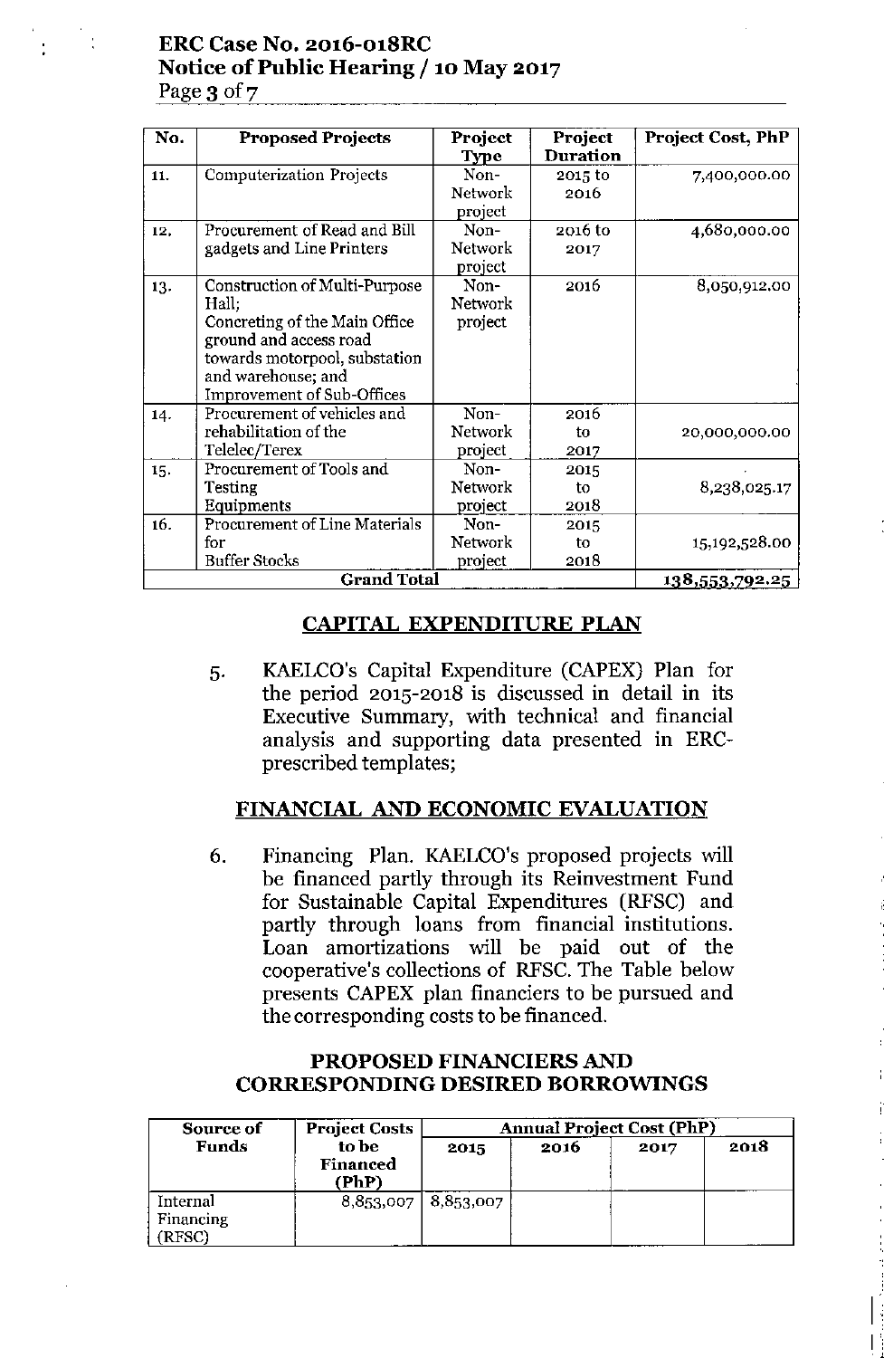| No. | Proposed Projects | Project Type | Project Duration | Project Cost, PhP |
|---|---|---|---|---|
| 11. | Computerization Projects | Non-Network project | 2015 to 2016 | 7,400,000.00 |
| 12. | Procurement of Read and Bill gadgets and Line Printers | Non-Network project | 2016 to 2017 | 4,680,000.00 |
| 13. | Construction of Multi-Purpose Hall; Concreting of the Main Office ground and access road towards motorpool, substation and warehouse; and Improvement of Sub-Offices | Non-Network project | 2016 | 8,050,912.00 |
| 14. | Procurement of vehicles and rehabilitation of the Telelec/Terex | Non-Network project | 2016 to 2017 | 20,000,000.00 |
| 15. | Procurement of Tools and Testing Equipments | Non-Network project | 2015 to 2018 | 8,238,025.17 |
| 16. | Procurement of Line Materials for Buffer Stocks | Non-Network project | 2015 to 2018 | 15,192,528.00 |
| **Grand Total** | | | | 138,553,792.25 |

## CAPITAL EXPENDITURE PLAN

5. KAELCO's Capital Expenditure (CAPEX) Plan for the period 2015-2018 is discussed in detail in its Executive Summary, with technical and financial analysis and supporting data presented in ERC-prescribed templates;

## FINANCIAL AND ECONOMIC EVALUATION

6. Financing Plan. KAELCO's proposed projects will be financed partly through its Reinvestment Fund for Sustainable Capital Expenditures (RFSC) and partly through loans from financial institutions. Loan amortizations will be paid out of the cooperative's collections of RFSC. The Table below presents CAPEX plan financiers to be pursued and the corresponding costs to be financed.

### PROPOSED FINANCIERS AND CORRESPONDING DESIRED BORROWINGS

| Source of Funds | Project Costs to be Financed (PhP) | Annual Project Cost (PhP) | | | |
|---|---|---|---|---|---|
| | | 2015 | 2016 | 2017 | 2018 |
| Internal Financing (RFSC) | 8,853,007 | 8,853,007 | | | |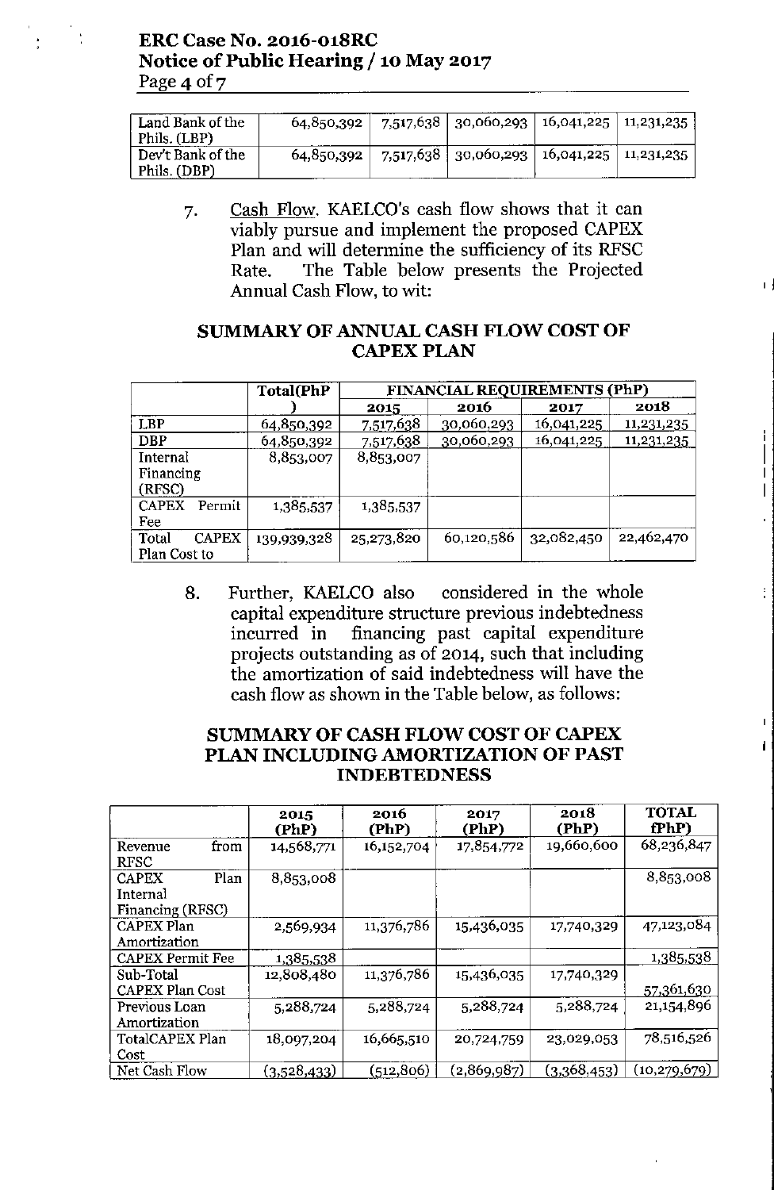| Land Bank of the Phils. (LBP) | 64,850,392 | 7,517,638 | 30,060,293 | 16,041,225 | 11,231,235 |
|---|---|---|---|---|---|
| Dev't Bank of the Phils. (DBP) | 64,850,392 | 7,517,638 | 30,060,293 | 16,041,225 | 11,231,235 |

7. Cash Flow. KAELCO's cash flow shows that it can viably pursue and implement the proposed CAPEX Plan and will determine the sufficiency of its RFSC Rate. The Table below presents the Projected Annual Cash Flow, to wit:

## SUMMARY OF ANNUAL CASH FLOW COST OF CAPEX PLAN

| | Total(PhP) | FINANCIAL REQUIREMENTS (PhP) | | | |
|---|---|---|---|---|---|
| | | 2015 | 2016 | 2017 | 2018 |
| LBP | 64,850,392 | 7,517,638 | 30,060,293 | 16,041,225 | 11,231,235 |
| DBP | 64,850,392 | 7,517,638 | 30,060,293 | 16,041,225 | 11,231,235 |
| Internal Financing (RFSC) | 8,853,007 | 8,853,007 | | | |
| CAPEX Permit Fee | 1,385,537 | 1,385,537 | | | |
| Total CAPEX Plan Cost to | 139,939,328 | 25,273,820 | 60,120,586 | 32,082,450 | 22,462,470 |

8. Further, KAELCO also considered in the whole capital expenditure structure previous indebtedness incurred in financing past capital expenditure projects outstanding as of 2014, such that including the amortization of said indebtedness will have the cash flow as shown in the Table below, as follows:

## SUMMARY OF CASH FLOW COST OF CAPEX PLAN INCLUDING AMORTIZATION OF PAST INDEBTEDNESS

| | 2015 (PhP) | 2016 (PhP) | 2017 (PhP) | 2018 (PhP) | TOTAL (PhP) |
|---|---|---|---|---|---|
| Revenue from RFSC | 14,568,771 | 16,152,704 | 17,854,772 | 19,660,600 | 68,236,847 |
| CAPEX Plan Internal Financing (RFSC) | 8,853,008 | | | | 8,853,008 |
| CAPEX Plan Amortization | 2,569,934 | 11,376,786 | 15,436,035 | 17,740,329 | 47,123,084 |
| CAPEX Permit Fee | 1,385,538 | | | | 1,385,538 |
| Sub-Total CAPEX Plan Cost | 12,808,480 | 11,376,786 | 15,436,035 | 17,740,329 | 57,361,630 |
| Previous Loan Amortization | 5,288,724 | 5,288,724 | 5,288,724 | 5,288,724 | 21,154,896 |
| TotalCAPEX Plan Cost | 18,097,204 | 16,665,510 | 20,724,759 | 23,029,053 | 78,516,526 |
| Net Cash Flow | (3,528,433) | (512,806) | (2,869,987) | (3,368,453) | (10,279,679) |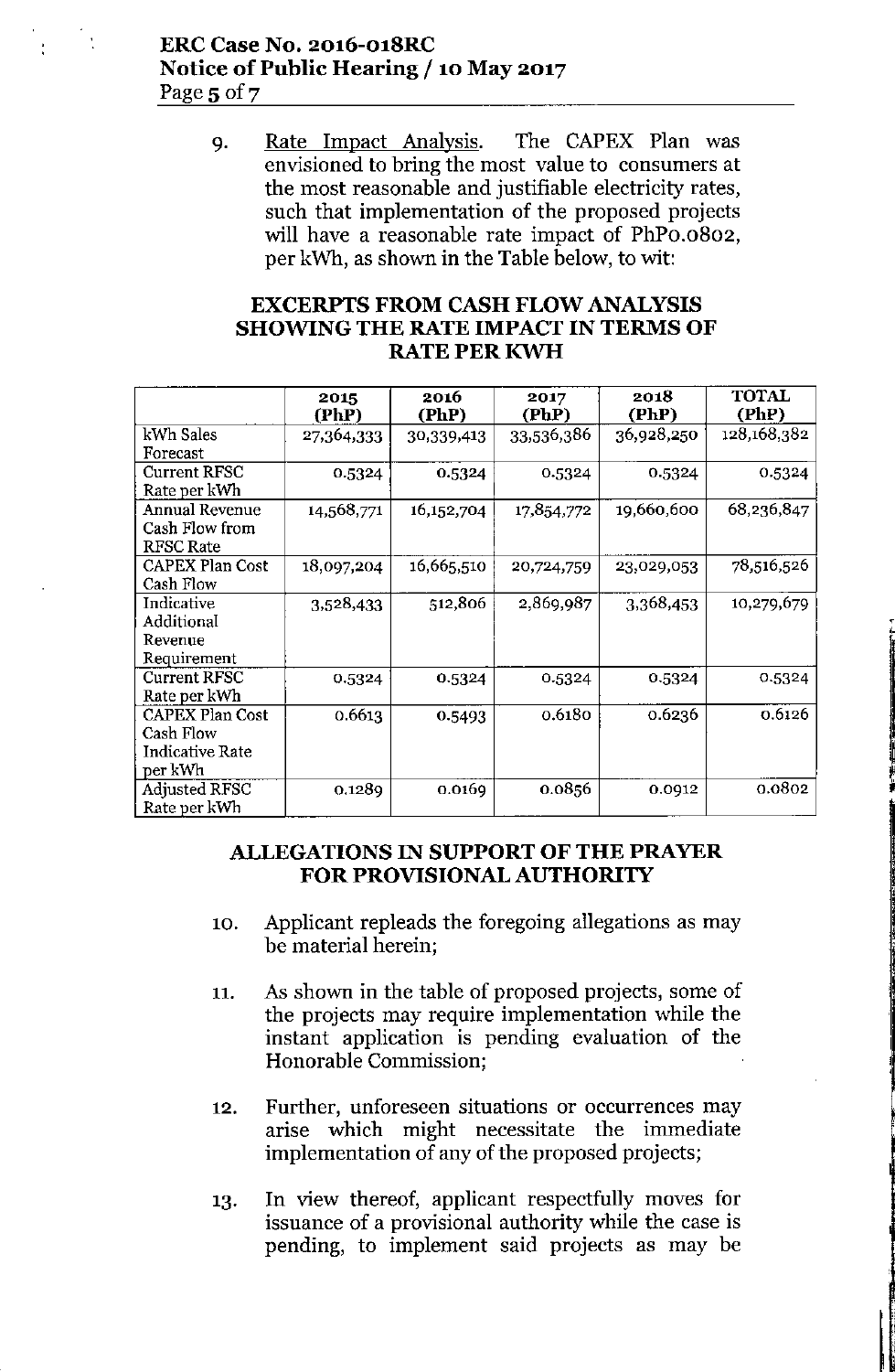9. Rate Impact Analysis. The CAPEX Plan was envisioned to bring the most value to consumers at the most reasonable and justifiable electricity rates, such that implementation of the proposed projects will have a reasonable rate impact of PhP0.0802, per kWh, as shown in the Table below, to wit:

## EXCERPTS FROM CASH FLOW ANALYSIS SHOWING THE RATE IMPACT IN TERMS OF RATE PER KWH

| | 2015 (PhP) | 2016 (PhP) | 2017 (PhP) | 2018 (PhP) | TOTAL (PhP) |
|---|---|---|---|---|---|
| kWh Sales Forecast | 27,364,333 | 30,339,413 | 33,536,386 | 36,928,250 | 128,168,382 |
| Current RFSC Rate per kWh | 0.5324 | 0.5324 | 0.5324 | 0.5324 | 0.5324 |
| Annual Revenue Cash Flow from RFSC Rate | 14,568,771 | 16,152,704 | 17,854,772 | 19,660,600 | 68,236,847 |
| CAPEX Plan Cost Cash Flow | 18,097,204 | 16,665,510 | 20,724,759 | 23,029,053 | 78,516,526 |
| Indicative Additional Revenue Requirement | 3,528,433 | 512,806 | 2,869,987 | 3,368,453 | 10,279,679 |
| Current RFSC Rate per kWh | 0.5324 | 0.5324 | 0.5324 | 0.5324 | 0.5324 |
| CAPEX Plan Cost Cash Flow Indicative Rate per kWh | 0.6613 | 0.5493 | 0.6180 | 0.6236 | 0.6126 |
| Adjusted RFSC Rate per kWh | 0.1289 | 0.0169 | 0.0856 | 0.0912 | 0.0802 |

## ALLEGATIONS IN SUPPORT OF THE PRAYER FOR PROVISIONAL AUTHORITY

10. Applicant repleads the foregoing allegations as may be material herein;

11. As shown in the table of proposed projects, some of the projects may require implementation while the instant application is pending evaluation of the Honorable Commission;

12. Further, unforeseen situations or occurrences may arise which might necessitate the immediate implementation of any of the proposed projects;

13. In view thereof, applicant respectfully moves for issuance of a provisional authority while the case is pending, to implement said projects as may be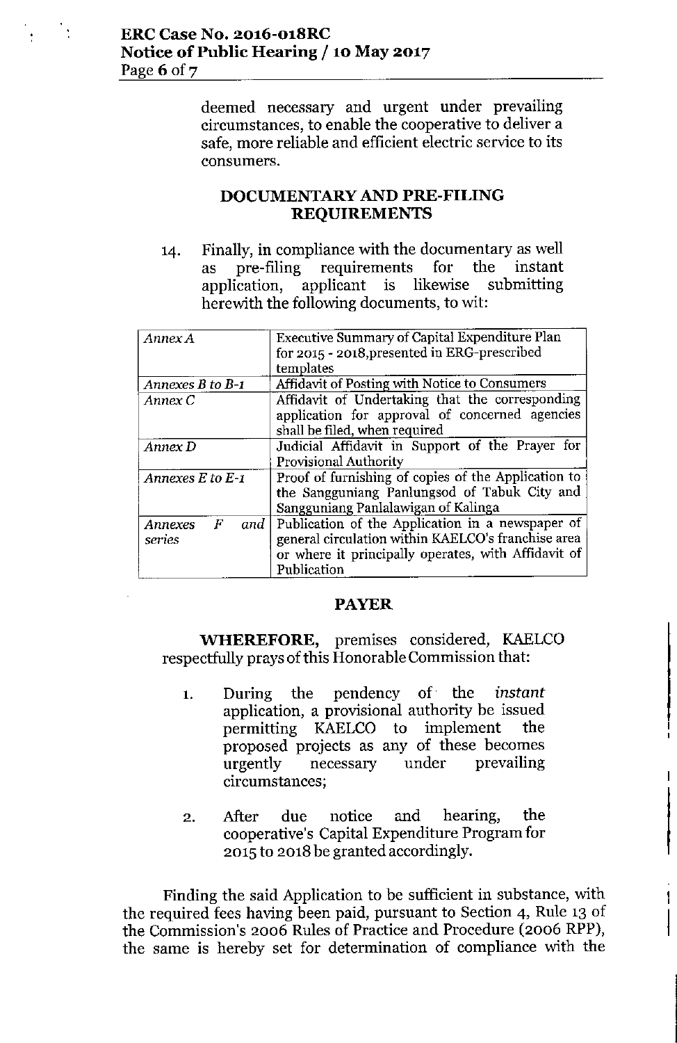deemed necessary and urgent under prevailing circumstances, to enable the cooperative to deliver a safe, more reliable and efficient electric service to its consumers.

## DOCUMENTARY AND PRE-FILING REQUIREMENTS

14. Finally, in compliance with the documentary as well as pre-filing requirements for the instant application, applicant is likewise submitting herewith the following documents, to wit:

| | |
|---|---|
| *Annex A* | Executive Summary of Capital Expenditure Plan for 2015 - 2018,presented in ERC-prescribed templates |
| *Annexes B to B-1* | Affidavit of Posting with Notice to Consumers |
| *Annex C* | Affidavit of Undertaking that the corresponding application for approval of concerned agencies shall be filed, when required |
| *Annex D* | Judicial Affidavit in Support of the Prayer for Provisional Authority |
| *Annexes E to E-1* | Proof of furnishing of copies of the Application to the Sangguniang Panlungsod of Tabuk City and Sangguniang Panlalawigan of Kalinga |
| *Annexes F and series* | Publication of the Application in a newspaper of general circulation within KAELCO's franchise area or where it principally operates, with Affidavit of Publication |

## PAYER

**WHEREFORE,** premises considered, KAELCO respectfully prays of this Honorable Commission that:

1. During the pendency of the *instant* application, a provisional authority be issued permitting KAELCO to implement the proposed projects as any of these becomes urgently necessary under prevailing circumstances;

2. After due notice and hearing, the cooperative's Capital Expenditure Program for 2015 to 2018 be granted accordingly.

Finding the said Application to be sufficient in substance, with the required fees having been paid, pursuant to Section 4, Rule 13 of the Commission's 2006 Rules of Practice and Procedure (2006 RPP), the same is hereby set for determination of compliance with the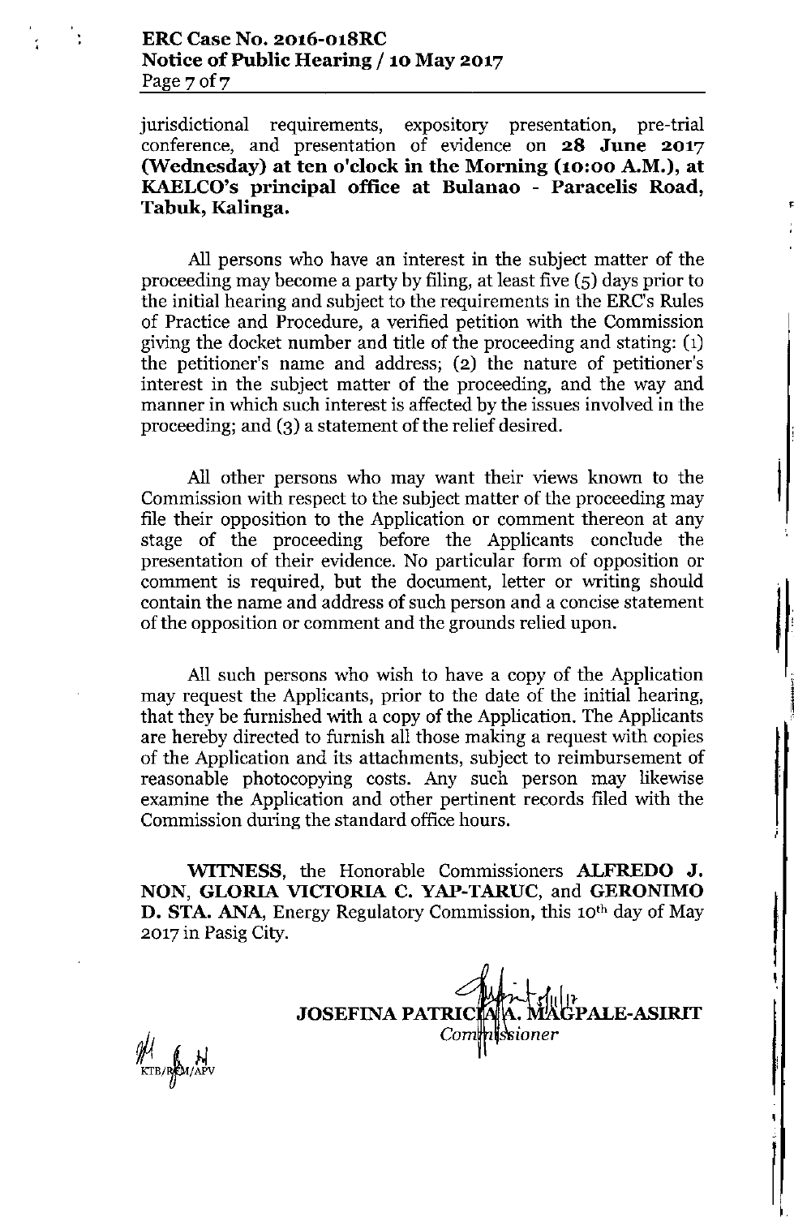jurisdictional requirements, expository presentation, pre-trial conference, and presentation of evidence on **28 June 2017 (Wednesday) at ten o'clock in the Morning (10:00 A.M.), at KAELCO's principal office at Bulanao - Paracelis Road, Tabuk, Kalinga.**

All persons who have an interest in the subject matter of the proceeding may become a party by filing, at least five (5) days prior to the initial hearing and subject to the requirements in the ERC's Rules of Practice and Procedure, a verified petition with the Commission giving the docket number and title of the proceeding and stating: (1) the petitioner's name and address; (2) the nature of petitioner's interest in the subject matter of the proceeding, and the way and manner in which such interest is affected by the issues involved in the proceeding; and (3) a statement of the relief desired.

All other persons who may want their views known to the Commission with respect to the subject matter of the proceeding may file their opposition to the Application or comment thereon at any stage of the proceeding before the Applicants conclude the presentation of their evidence. No particular form of opposition or comment is required, but the document, letter or writing should contain the name and address of such person and a concise statement of the opposition or comment and the grounds relied upon.

All such persons who wish to have a copy of the Application may request the Applicants, prior to the date of the initial hearing, that they be furnished with a copy of the Application. The Applicants are hereby directed to furnish all those making a request with copies of the Application and its attachments, subject to reimbursement of reasonable photocopying costs. Any such person may likewise examine the Application and other pertinent records filed with the Commission during the standard office hours.

**WITNESS**, the Honorable Commissioners **ALFREDO J. NON**, **GLORIA VICTORIA C. YAP-TARUC**, and **GERONIMO D. STA. ANA**, Energy Regulatory Commission, this 10th day of May 2017 in Pasig City.

**JOSEFINA PATRICIA A. MAGPALE-ASIRIT**
*Commissioner*

KTB/RCM/APV